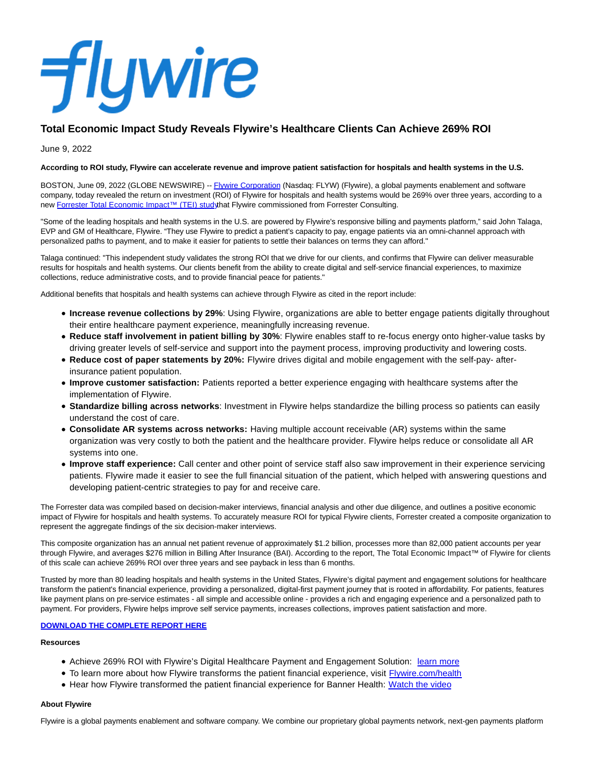# Total Economic Impact Study Reveals Flywire's Healthcare Clients Can Achieve 269% ROI

June 9, 2022

**According to ROI study, Flywire can accelerate revenue and improve patient satisfaction for hospitals and health systems in the U.S.**

BOSTON, June 09, 2022 (GLOBE NEWSWIRE) -- Flywire Corporation (Nasdaq: FLYW) (Flywire), a global payments enablement and software company, today revealed the return on investment (ROI) of Flywire for hospitals and health systems would be 269% over three years, according to a new Forrester Total Economic Impact™ (TEI) study that Flywire commissioned from Forrester Consulting.

"Some of the leading hospitals and health systems in the U.S. are powered by Flywire's responsive billing and payments platform," said John Talaga, EVP and GM of Healthcare, Flywire. "They use Flywire to predict a patient's capacity to pay, engage patients via an omni-channel approach with personalized paths to payment, and to make it easier for patients to settle their balances on terms they can afford."

Talaga continued: "This independent study validates the strong ROI that we drive for our clients, and confirms that Flywire can deliver measurable results for hospitals and health systems. Our clients benefit from the ability to create digital and self-service financial experiences, to maximize collections, reduce administrative costs, and to provide financial peace for patients."

Additional benefits that hospitals and health systems can achieve through Flywire as cited in the report include:

- **Increase revenue collections by 29%**: Using Flywire, organizations are able to better engage patients digitally throughout their entire healthcare payment experience, meaningfully increasing revenue.
- **Reduce staff involvement in patient billing by 30%**: Flywire enables staff to re-focus energy onto higher-value tasks by driving greater levels of self-service and support into the payment process, improving productivity and lowering costs.
- **Reduce cost of paper statements by 20%:** Flywire drives digital and mobile engagement with the self-pay- after-insurance patient population.
- **Improve customer satisfaction:** Patients reported a better experience engaging with healthcare systems after the implementation of Flywire.
- **Standardize billing across networks**: Investment in Flywire helps standardize the billing process so patients can easily understand the cost of care.
- **Consolidate AR systems across networks:** Having multiple account receivable (AR) systems within the same organization was very costly to both the patient and the healthcare provider. Flywire helps reduce or consolidate all AR systems into one.
- **Improve staff experience:** Call center and other point of service staff also saw improvement in their experience servicing patients. Flywire made it easier to see the full financial situation of the patient, which helped with answering questions and developing patient-centric strategies to pay for and receive care.

The Forrester data was compiled based on decision-maker interviews, financial analysis and other due diligence, and outlines a positive economic impact of Flywire for hospitals and health systems. To accurately measure ROI for typical Flywire clients, Forrester created a composite organization to represent the aggregate findings of the six decision-maker interviews.

This composite organization has an annual net patient revenue of approximately $1.2 billion, processes more than 82,000 patient accounts per year through Flywire, and averages $276 million in Billing After Insurance (BAI). According to the report, The Total Economic Impact™ of Flywire for clients of this scale can achieve 269% ROI over three years and see payback in less than 6 months.

Trusted by more than 80 leading hospitals and health systems in the United States, Flywire's digital payment and engagement solutions for healthcare transform the patient's financial experience, providing a personalized, digital-first payment journey that is rooted in affordability. For patients, features like payment plans on pre-service estimates - all simple and accessible online - provides a rich and engaging experience and a personalized path to payment. For providers, Flywire helps improve self service payments, increases collections, improves patient satisfaction and more.

**DOWNLOAD THE COMPLETE REPORT HERE**

**Resources**

- Achieve 269% ROI with Flywire's Digital Healthcare Payment and Engagement Solution: learn more
- To learn more about how Flywire transforms the patient financial experience, visit Flywire.com/health
- Hear how Flywire transformed the patient financial experience for Banner Health: Watch the video

**About Flywire**

Flywire is a global payments enablement and software company. We combine our proprietary global payments network, next-gen payments platform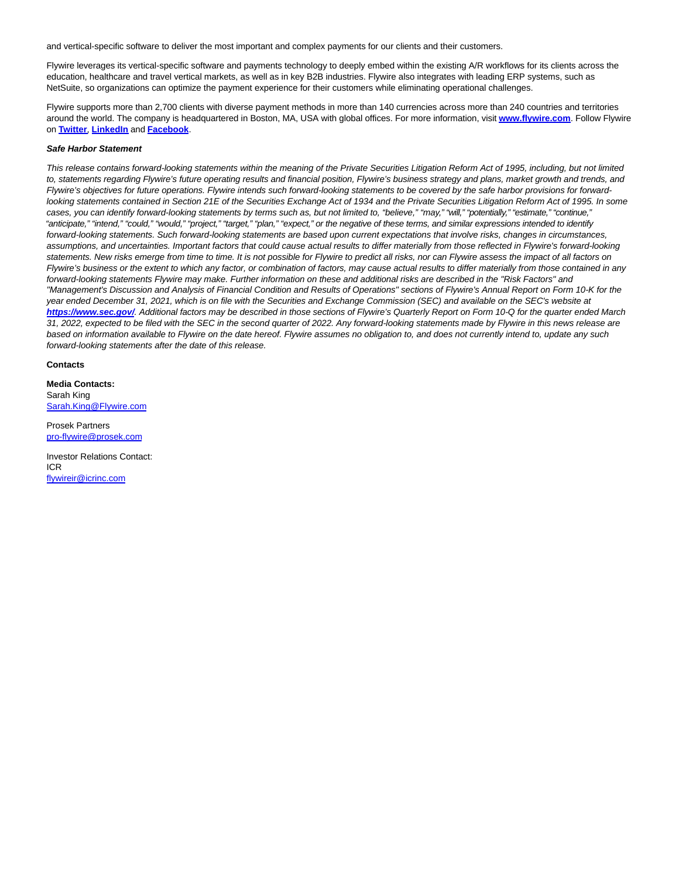and vertical-specific software to deliver the most important and complex payments for our clients and their customers.

Flywire leverages its vertical-specific software and payments technology to deeply embed within the existing A/R workflows for its clients across the education, healthcare and travel vertical markets, as well as in key B2B industries. Flywire also integrates with leading ERP systems, such as NetSuite, so organizations can optimize the payment experience for their customers while eliminating operational challenges.

Flywire supports more than 2,700 clients with diverse payment methods in more than 140 currencies across more than 240 countries and territories around the world. The company is headquartered in Boston, MA, USA with global offices. For more information, visit **www.flywire.com**. Follow Flywire on **Twitter**, **LinkedIn** and **Facebook**.

***Safe Harbor Statement***

*This release contains forward-looking statements within the meaning of the Private Securities Litigation Reform Act of 1995, including, but not limited to, statements regarding Flywire's future operating results and financial position, Flywire's business strategy and plans, market growth and trends, and Flywire's objectives for future operations. Flywire intends such forward-looking statements to be covered by the safe harbor provisions for forward-looking statements contained in Section 21E of the Securities Exchange Act of 1934 and the Private Securities Litigation Reform Act of 1995. In some cases, you can identify forward-looking statements by terms such as, but not limited to, "believe," "may," "will," "potentially," "estimate," "continue," "anticipate," "intend," "could," "would," "project," "target," "plan," "expect," or the negative of these terms, and similar expressions intended to identify forward-looking statements. Such forward-looking statements are based upon current expectations that involve risks, changes in circumstances, assumptions, and uncertainties. Important factors that could cause actual results to differ materially from those reflected in Flywire's forward-looking statements. New risks emerge from time to time. It is not possible for Flywire to predict all risks, nor can Flywire assess the impact of all factors on Flywire's business or the extent to which any factor, or combination of factors, may cause actual results to differ materially from those contained in any forward-looking statements Flywire may make. Further information on these and additional risks are described in the "Risk Factors" and "Management's Discussion and Analysis of Financial Condition and Results of Operations" sections of Flywire's Annual Report on Form 10-K for the year ended December 31, 2021, which is on file with the Securities and Exchange Commission (SEC) and available on the SEC's website at* ***https://www.sec.gov/****. Additional factors may be described in those sections of Flywire's Quarterly Report on Form 10-Q for the quarter ended March 31, 2022, expected to be filed with the SEC in the second quarter of 2022. Any forward-looking statements made by Flywire in this news release are based on information available to Flywire on the date hereof. Flywire assumes no obligation to, and does not currently intend to, update any such forward-looking statements after the date of this release.*

**Contacts**

**Media Contacts:**
Sarah King
Sarah.King@Flywire.com

Prosek Partners
pro-flywire@prosek.com

Investor Relations Contact:
ICR
flywireir@icrinc.com